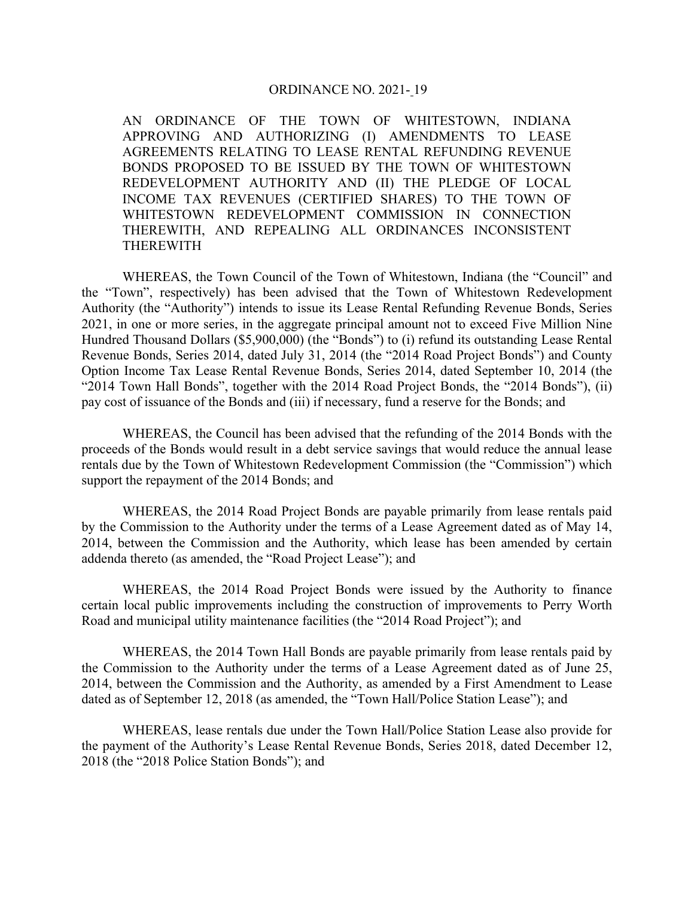# ORDINANCE NO. 2021-19

AN ORDINANCE OF THE TOWN OF WHITESTOWN, INDIANA APPROVING AND AUTHORIZING (I) AMENDMENTS TO LEASE AGREEMENTS RELATING TO LEASE RENTAL REFUNDING REVENUE BONDS PROPOSED TO BE ISSUED BY THE TOWN OF WHITESTOWN REDEVELOPMENT AUTHORITY AND (II) THE PLEDGE OF LOCAL INCOME TAX REVENUES (CERTIFIED SHARES) TO THE TOWN OF WHITESTOWN REDEVELOPMENT COMMISSION IN CONNECTION THEREWITH, AND REPEALING ALL ORDINANCES INCONSISTENT THEREWITH

WHEREAS, the Town Council of the Town of Whitestown, Indiana (the "Council" and the "Town", respectively) has been advised that the Town of Whitestown Redevelopment Authority (the "Authority") intends to issue its Lease Rental Refunding Revenue Bonds, Series 2021, in one or more series, in the aggregate principal amount not to exceed Five Million Nine Hundred Thousand Dollars ($5,900,000) (the "Bonds") to (i) refund its outstanding Lease Rental Revenue Bonds, Series 2014, dated July 31, 2014 (the "2014 Road Project Bonds") and County Option Income Tax Lease Rental Revenue Bonds, Series 2014, dated September 10, 2014 (the "2014 Town Hall Bonds", together with the 2014 Road Project Bonds, the "2014 Bonds"), (ii) pay cost of issuance of the Bonds and (iii) if necessary, fund a reserve for the Bonds; and

WHEREAS, the Council has been advised that the refunding of the 2014 Bonds with the proceeds of the Bonds would result in a debt service savings that would reduce the annual lease rentals due by the Town of Whitestown Redevelopment Commission (the "Commission") which support the repayment of the 2014 Bonds; and

WHEREAS, the 2014 Road Project Bonds are payable primarily from lease rentals paid by the Commission to the Authority under the terms of a Lease Agreement dated as of May 14, 2014, between the Commission and the Authority, which lease has been amended by certain addenda thereto (as amended, the "Road Project Lease"); and

WHEREAS, the 2014 Road Project Bonds were issued by the Authority to finance certain local public improvements including the construction of improvements to Perry Worth Road and municipal utility maintenance facilities (the "2014 Road Project"); and

WHEREAS, the 2014 Town Hall Bonds are payable primarily from lease rentals paid by the Commission to the Authority under the terms of a Lease Agreement dated as of June 25, 2014, between the Commission and the Authority, as amended by a First Amendment to Lease dated as of September 12, 2018 (as amended, the "Town Hall/Police Station Lease"); and

WHEREAS, lease rentals due under the Town Hall/Police Station Lease also provide for the payment of the Authority's Lease Rental Revenue Bonds, Series 2018, dated December 12, 2018 (the "2018 Police Station Bonds"); and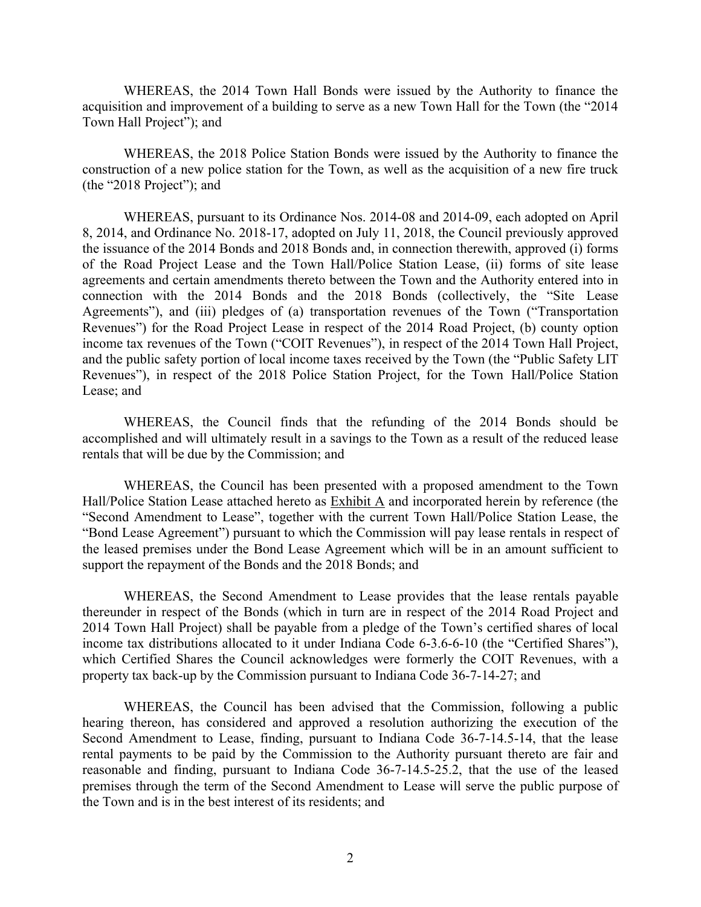WHEREAS, the 2014 Town Hall Bonds were issued by the Authority to finance the acquisition and improvement of a building to serve as a new Town Hall for the Town (the "2014 Town Hall Project"); and

WHEREAS, the 2018 Police Station Bonds were issued by the Authority to finance the construction of a new police station for the Town, as well as the acquisition of a new fire truck (the "2018 Project"); and

WHEREAS, pursuant to its Ordinance Nos. 2014-08 and 2014-09, each adopted on April 8, 2014, and Ordinance No. 2018-17, adopted on July 11, 2018, the Council previously approved the issuance of the 2014 Bonds and 2018 Bonds and, in connection therewith, approved (i) forms of the Road Project Lease and the Town Hall/Police Station Lease, (ii) forms of site lease agreements and certain amendments thereto between the Town and the Authority entered into in connection with the 2014 Bonds and the 2018 Bonds (collectively, the "Site Lease Agreements"), and (iii) pledges of (a) transportation revenues of the Town ("Transportation Revenues") for the Road Project Lease in respect of the 2014 Road Project, (b) county option income tax revenues of the Town ("COIT Revenues"), in respect of the 2014 Town Hall Project, and the public safety portion of local income taxes received by the Town (the "Public Safety LIT Revenues"), in respect of the 2018 Police Station Project, for the Town Hall/Police Station Lease; and

WHEREAS, the Council finds that the refunding of the 2014 Bonds should be accomplished and will ultimately result in a savings to the Town as a result of the reduced lease rentals that will be due by the Commission; and

WHEREAS, the Council has been presented with a proposed amendment to the Town Hall/Police Station Lease attached hereto as Exhibit A and incorporated herein by reference (the "Second Amendment to Lease", together with the current Town Hall/Police Station Lease, the "Bond Lease Agreement") pursuant to which the Commission will pay lease rentals in respect of the leased premises under the Bond Lease Agreement which will be in an amount sufficient to support the repayment of the Bonds and the 2018 Bonds; and

WHEREAS, the Second Amendment to Lease provides that the lease rentals payable thereunder in respect of the Bonds (which in turn are in respect of the 2014 Road Project and 2014 Town Hall Project) shall be payable from a pledge of the Town's certified shares of local income tax distributions allocated to it under Indiana Code 6-3.6-6-10 (the "Certified Shares"), which Certified Shares the Council acknowledges were formerly the COIT Revenues, with a property tax back-up by the Commission pursuant to Indiana Code 36-7-14-27; and

WHEREAS, the Council has been advised that the Commission, following a public hearing thereon, has considered and approved a resolution authorizing the execution of the Second Amendment to Lease, finding, pursuant to Indiana Code 36-7-14.5-14, that the lease rental payments to be paid by the Commission to the Authority pursuant thereto are fair and reasonable and finding, pursuant to Indiana Code 36-7-14.5-25.2, that the use of the leased premises through the term of the Second Amendment to Lease will serve the public purpose of the Town and is in the best interest of its residents; and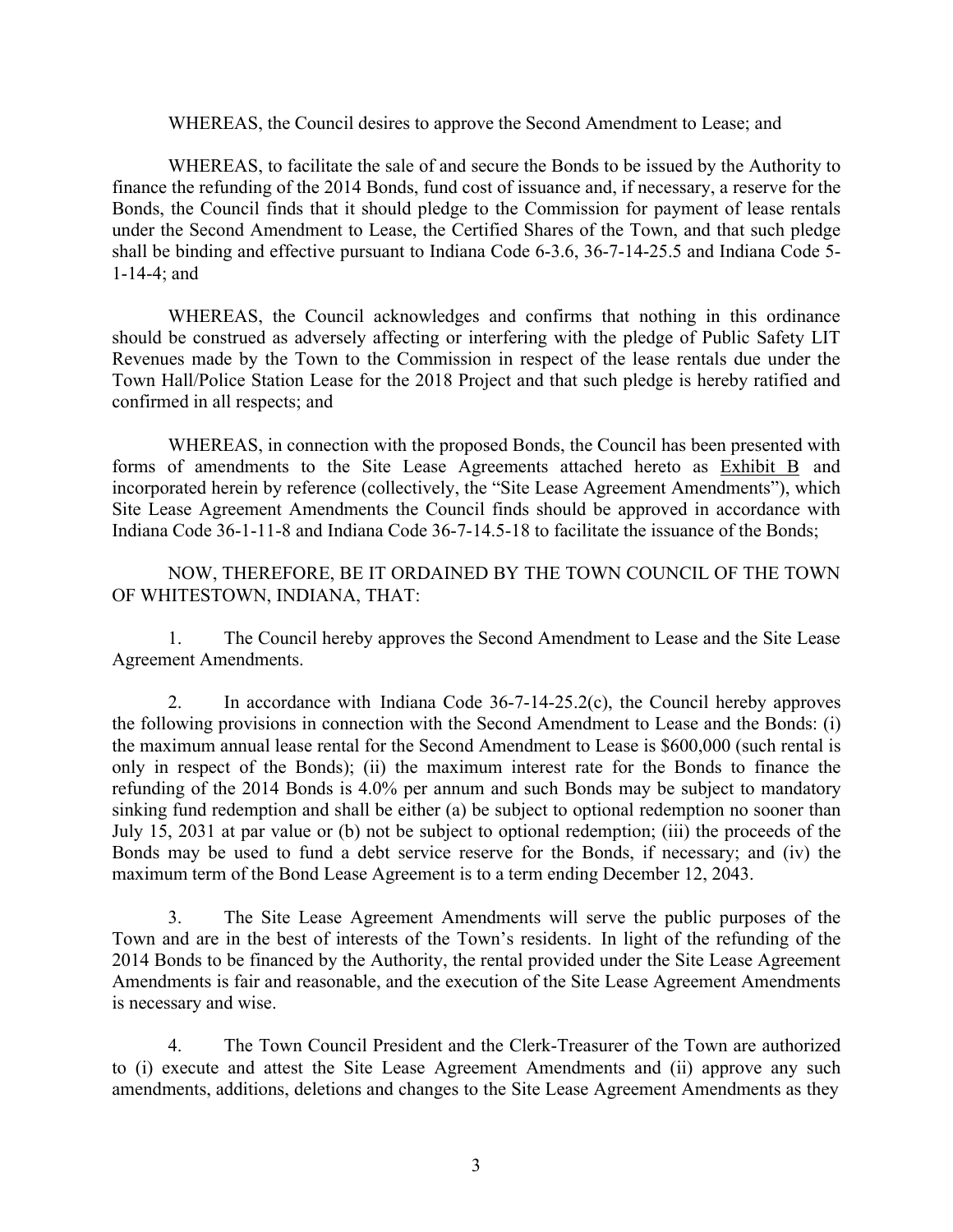WHEREAS, the Council desires to approve the Second Amendment to Lease; and

WHEREAS, to facilitate the sale of and secure the Bonds to be issued by the Authority to finance the refunding of the 2014 Bonds, fund cost of issuance and, if necessary, a reserve for the Bonds, the Council finds that it should pledge to the Commission for payment of lease rentals under the Second Amendment to Lease, the Certified Shares of the Town, and that such pledge shall be binding and effective pursuant to Indiana Code 6-3.6, 36-7-14-25.5 and Indiana Code 5-1-14-4; and

WHEREAS, the Council acknowledges and confirms that nothing in this ordinance should be construed as adversely affecting or interfering with the pledge of Public Safety LIT Revenues made by the Town to the Commission in respect of the lease rentals due under the Town Hall/Police Station Lease for the 2018 Project and that such pledge is hereby ratified and confirmed in all respects; and

WHEREAS, in connection with the proposed Bonds, the Council has been presented with forms of amendments to the Site Lease Agreements attached hereto as Exhibit B and incorporated herein by reference (collectively, the "Site Lease Agreement Amendments"), which Site Lease Agreement Amendments the Council finds should be approved in accordance with Indiana Code 36-1-11-8 and Indiana Code 36-7-14.5-18 to facilitate the issuance of the Bonds;

NOW, THEREFORE, BE IT ORDAINED BY THE TOWN COUNCIL OF THE TOWN OF WHITESTOWN, INDIANA, THAT:

1. The Council hereby approves the Second Amendment to Lease and the Site Lease Agreement Amendments.

2. In accordance with Indiana Code 36-7-14-25.2(c), the Council hereby approves the following provisions in connection with the Second Amendment to Lease and the Bonds: (i) the maximum annual lease rental for the Second Amendment to Lease is $600,000 (such rental is only in respect of the Bonds); (ii) the maximum interest rate for the Bonds to finance the refunding of the 2014 Bonds is 4.0% per annum and such Bonds may be subject to mandatory sinking fund redemption and shall be either (a) be subject to optional redemption no sooner than July 15, 2031 at par value or (b) not be subject to optional redemption; (iii) the proceeds of the Bonds may be used to fund a debt service reserve for the Bonds, if necessary; and (iv) the maximum term of the Bond Lease Agreement is to a term ending December 12, 2043.

3. The Site Lease Agreement Amendments will serve the public purposes of the Town and are in the best of interests of the Town's residents. In light of the refunding of the 2014 Bonds to be financed by the Authority, the rental provided under the Site Lease Agreement Amendments is fair and reasonable, and the execution of the Site Lease Agreement Amendments is necessary and wise.

4. The Town Council President and the Clerk-Treasurer of the Town are authorized to (i) execute and attest the Site Lease Agreement Amendments and (ii) approve any such amendments, additions, deletions and changes to the Site Lease Agreement Amendments as they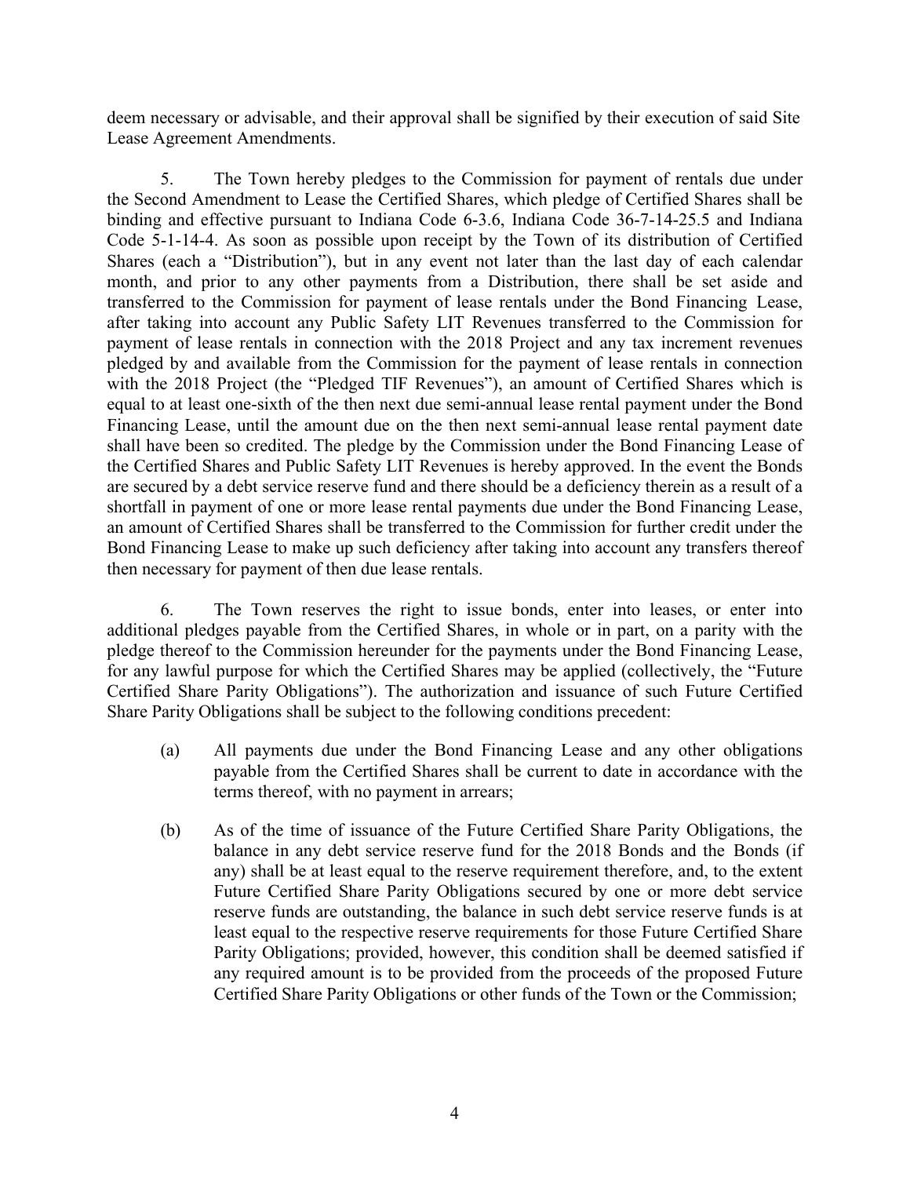deem necessary or advisable, and their approval shall be signified by their execution of said Site Lease Agreement Amendments.

5. The Town hereby pledges to the Commission for payment of rentals due under the Second Amendment to Lease the Certified Shares, which pledge of Certified Shares shall be binding and effective pursuant to Indiana Code 6-3.6, Indiana Code 36-7-14-25.5 and Indiana Code 5-1-14-4. As soon as possible upon receipt by the Town of its distribution of Certified Shares (each a "Distribution"), but in any event not later than the last day of each calendar month, and prior to any other payments from a Distribution, there shall be set aside and transferred to the Commission for payment of lease rentals under the Bond Financing Lease, after taking into account any Public Safety LIT Revenues transferred to the Commission for payment of lease rentals in connection with the 2018 Project and any tax increment revenues pledged by and available from the Commission for the payment of lease rentals in connection with the 2018 Project (the "Pledged TIF Revenues"), an amount of Certified Shares which is equal to at least one-sixth of the then next due semi-annual lease rental payment under the Bond Financing Lease, until the amount due on the then next semi-annual lease rental payment date shall have been so credited. The pledge by the Commission under the Bond Financing Lease of the Certified Shares and Public Safety LIT Revenues is hereby approved. In the event the Bonds are secured by a debt service reserve fund and there should be a deficiency therein as a result of a shortfall in payment of one or more lease rental payments due under the Bond Financing Lease, an amount of Certified Shares shall be transferred to the Commission for further credit under the Bond Financing Lease to make up such deficiency after taking into account any transfers thereof then necessary for payment of then due lease rentals.

6. The Town reserves the right to issue bonds, enter into leases, or enter into additional pledges payable from the Certified Shares, in whole or in part, on a parity with the pledge thereof to the Commission hereunder for the payments under the Bond Financing Lease, for any lawful purpose for which the Certified Shares may be applied (collectively, the "Future Certified Share Parity Obligations"). The authorization and issuance of such Future Certified Share Parity Obligations shall be subject to the following conditions precedent:

(a) All payments due under the Bond Financing Lease and any other obligations payable from the Certified Shares shall be current to date in accordance with the terms thereof, with no payment in arrears;

(b) As of the time of issuance of the Future Certified Share Parity Obligations, the balance in any debt service reserve fund for the 2018 Bonds and the Bonds (if any) shall be at least equal to the reserve requirement therefore, and, to the extent Future Certified Share Parity Obligations secured by one or more debt service reserve funds are outstanding, the balance in such debt service reserve funds is at least equal to the respective reserve requirements for those Future Certified Share Parity Obligations; provided, however, this condition shall be deemed satisfied if any required amount is to be provided from the proceeds of the proposed Future Certified Share Parity Obligations or other funds of the Town or the Commission;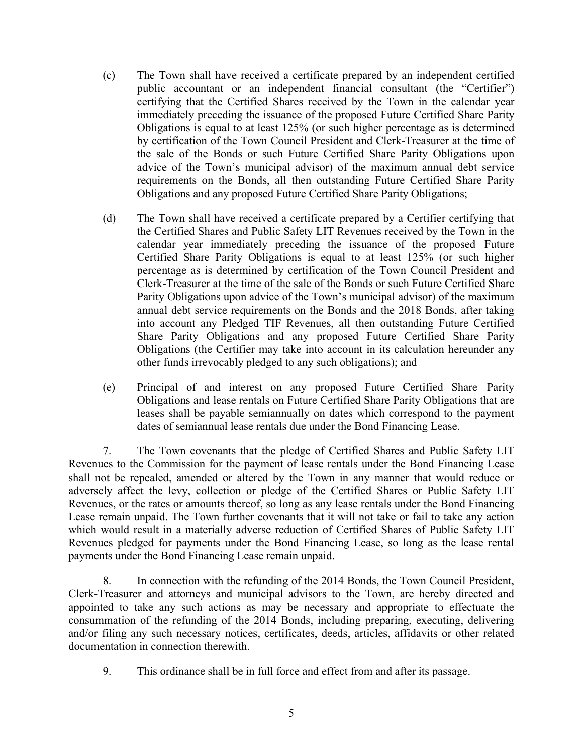(c) The Town shall have received a certificate prepared by an independent certified public accountant or an independent financial consultant (the "Certifier") certifying that the Certified Shares received by the Town in the calendar year immediately preceding the issuance of the proposed Future Certified Share Parity Obligations is equal to at least 125% (or such higher percentage as is determined by certification of the Town Council President and Clerk-Treasurer at the time of the sale of the Bonds or such Future Certified Share Parity Obligations upon advice of the Town's municipal advisor) of the maximum annual debt service requirements on the Bonds, all then outstanding Future Certified Share Parity Obligations and any proposed Future Certified Share Parity Obligations;

(d) The Town shall have received a certificate prepared by a Certifier certifying that the Certified Shares and Public Safety LIT Revenues received by the Town in the calendar year immediately preceding the issuance of the proposed Future Certified Share Parity Obligations is equal to at least 125% (or such higher percentage as is determined by certification of the Town Council President and Clerk-Treasurer at the time of the sale of the Bonds or such Future Certified Share Parity Obligations upon advice of the Town's municipal advisor) of the maximum annual debt service requirements on the Bonds and the 2018 Bonds, after taking into account any Pledged TIF Revenues, all then outstanding Future Certified Share Parity Obligations and any proposed Future Certified Share Parity Obligations (the Certifier may take into account in its calculation hereunder any other funds irrevocably pledged to any such obligations); and

(e) Principal of and interest on any proposed Future Certified Share Parity Obligations and lease rentals on Future Certified Share Parity Obligations that are leases shall be payable semiannually on dates which correspond to the payment dates of semiannual lease rentals due under the Bond Financing Lease.

7. The Town covenants that the pledge of Certified Shares and Public Safety LIT Revenues to the Commission for the payment of lease rentals under the Bond Financing Lease shall not be repealed, amended or altered by the Town in any manner that would reduce or adversely affect the levy, collection or pledge of the Certified Shares or Public Safety LIT Revenues, or the rates or amounts thereof, so long as any lease rentals under the Bond Financing Lease remain unpaid. The Town further covenants that it will not take or fail to take any action which would result in a materially adverse reduction of Certified Shares of Public Safety LIT Revenues pledged for payments under the Bond Financing Lease, so long as the lease rental payments under the Bond Financing Lease remain unpaid.

8. In connection with the refunding of the 2014 Bonds, the Town Council President, Clerk-Treasurer and attorneys and municipal advisors to the Town, are hereby directed and appointed to take any such actions as may be necessary and appropriate to effectuate the consummation of the refunding of the 2014 Bonds, including preparing, executing, delivering and/or filing any such necessary notices, certificates, deeds, articles, affidavits or other related documentation in connection therewith.

9. This ordinance shall be in full force and effect from and after its passage.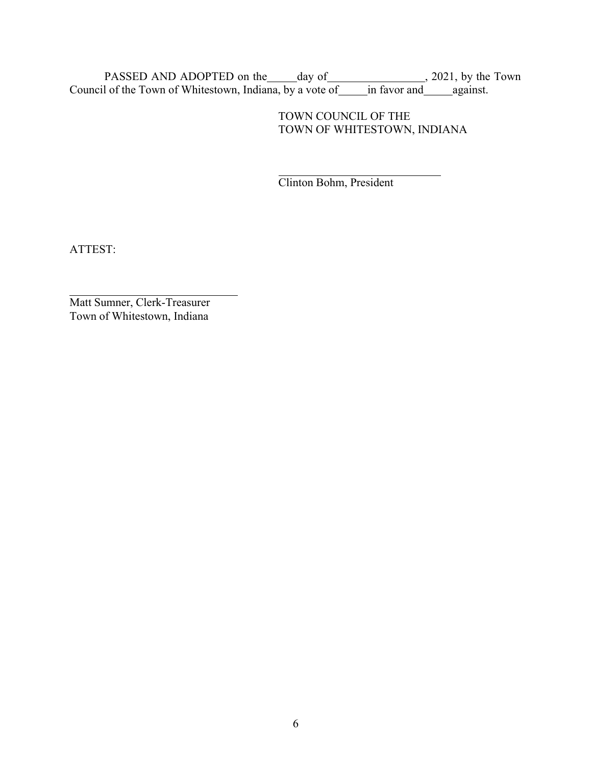PASSED AND ADOPTED on the_____day of_________________, 2021, by the Town Council of the Town of Whitestown, Indiana, by a vote of_____in favor and_____against.

TOWN COUNCIL OF THE
TOWN OF WHITESTOWN, INDIANA

_____________________________
Clinton Bohm, President

ATTEST:

_____________________________
Matt Sumner, Clerk-Treasurer
Town of Whitestown, Indiana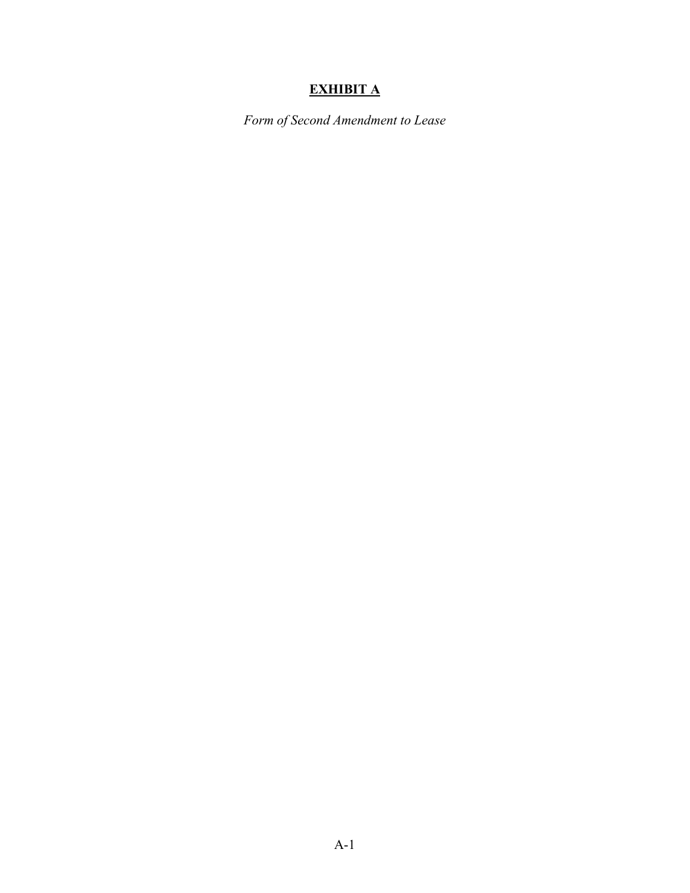# **EXHIBIT A**

*Form of Second Amendment to Lease*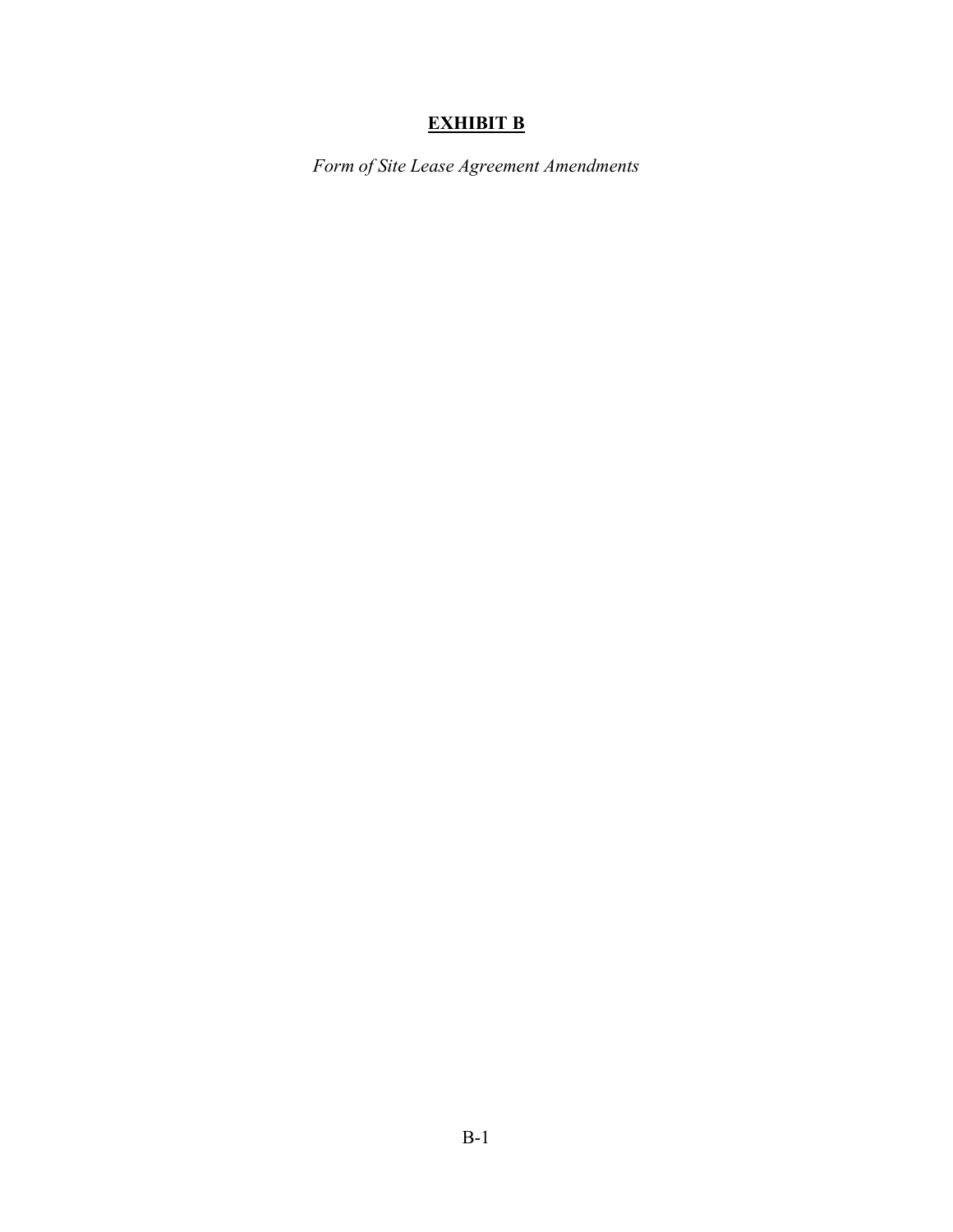# **EXHIBIT B**

*Form of Site Lease Agreement Amendments*